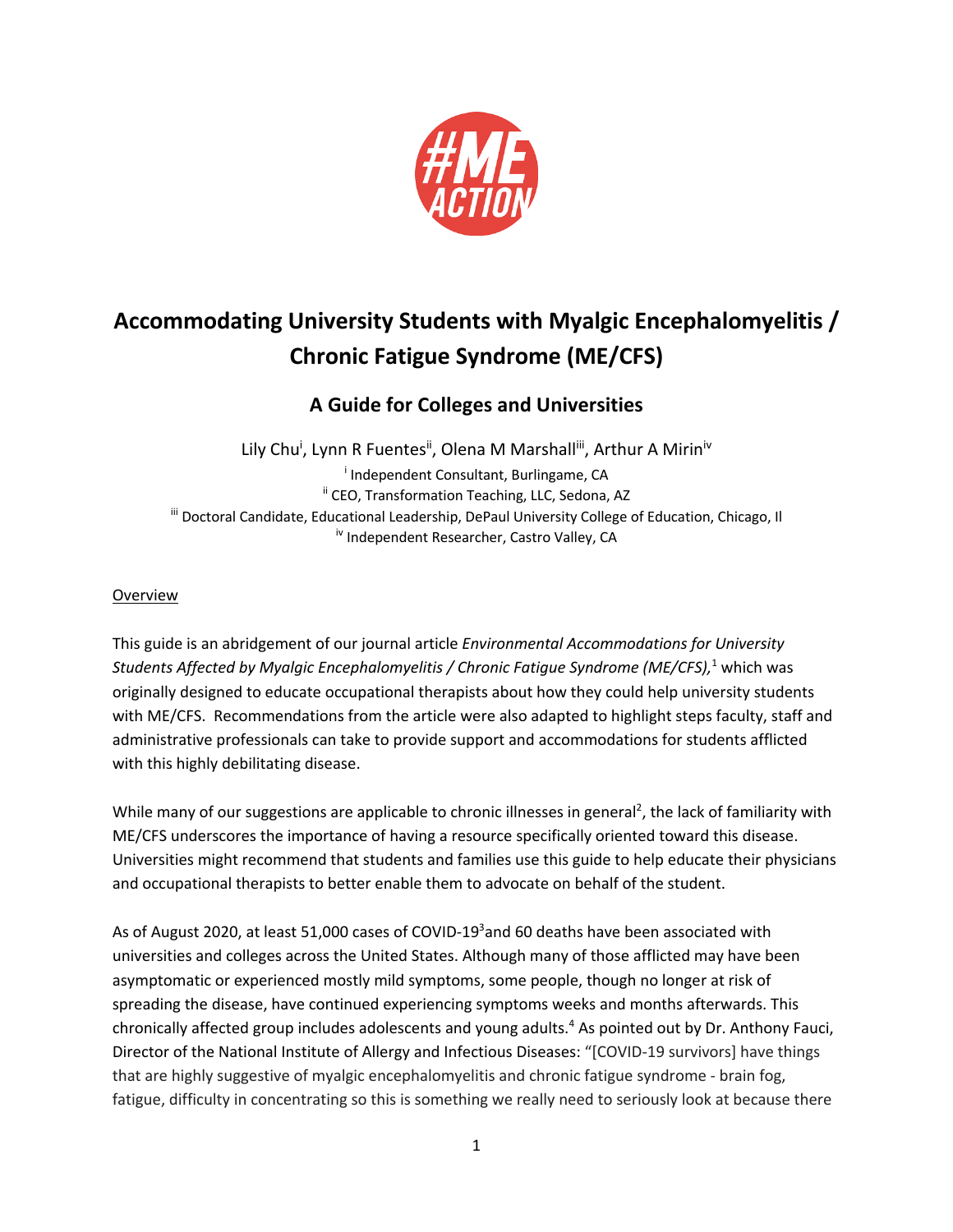# Accommodating University Students with Myalgic Encephalomyelitis / Chronic Fatigue Syndrome (ME/CFS)

## A Guide for Colleges and Universities

Lily Chu[i], Lynn R Fuentes[ii], Olena M Marshall[iii], Arthur A Mirin[iv]

[i] Independent Consultant, Burlingame, CA
[ii] CEO, Transformation Teaching, LLC, Sedona, AZ
[iii] Doctoral Candidate, Educational Leadership, DePaul University College of Education, Chicago, Il
[iv] Independent Researcher, Castro Valley, CA

Overview

This guide is an abridgement of our journal article *Environmental Accommodations for University Students Affected by Myalgic Encephalomyelitis / Chronic Fatigue Syndrome (ME/CFS),*[1] which was originally designed to educate occupational therapists about how they could help university students with ME/CFS. Recommendations from the article were also adapted to highlight steps faculty, staff and administrative professionals can take to provide support and accommodations for students afflicted with this highly debilitating disease.

While many of our suggestions are applicable to chronic illnesses in general[2], the lack of familiarity with ME/CFS underscores the importance of having a resource specifically oriented toward this disease. Universities might recommend that students and families use this guide to help educate their physicians and occupational therapists to better enable them to advocate on behalf of the student.

As of August 2020, at least 51,000 cases of COVID-19[3] and 60 deaths have been associated with universities and colleges across the United States. Although many of those afflicted may have been asymptomatic or experienced mostly mild symptoms, some people, though no longer at risk of spreading the disease, have continued experiencing symptoms weeks and months afterwards. This chronically affected group includes adolescents and young adults.[4] As pointed out by Dr. Anthony Fauci, Director of the National Institute of Allergy and Infectious Diseases: "[COVID-19 survivors] have things that are highly suggestive of myalgic encephalomyelitis and chronic fatigue syndrome - brain fog, fatigue, difficulty in concentrating so this is something we really need to seriously look at because there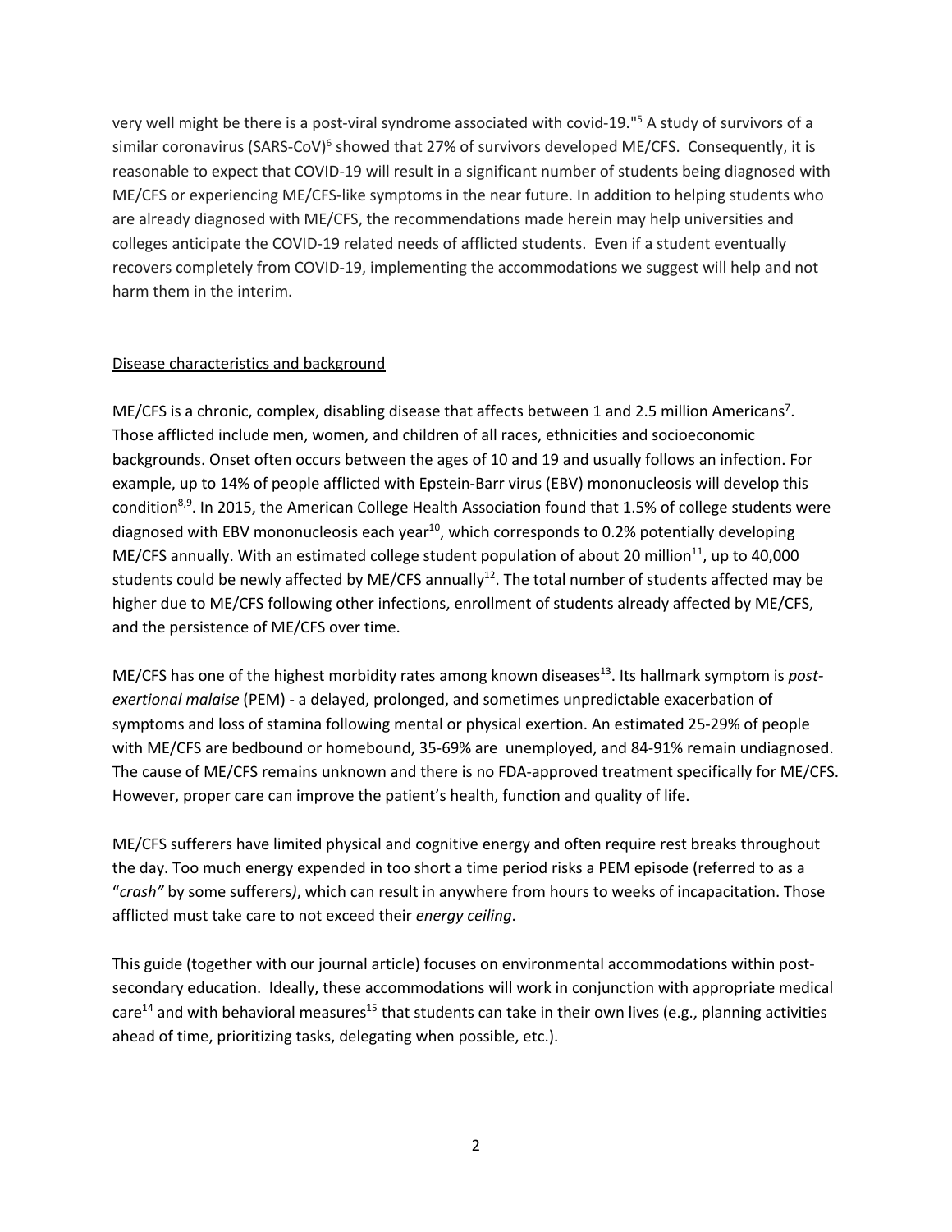very well might be there is a post-viral syndrome associated with covid-19."[5] A study of survivors of a similar coronavirus (SARS-CoV)[6] showed that 27% of survivors developed ME/CFS. Consequently, it is reasonable to expect that COVID-19 will result in a significant number of students being diagnosed with ME/CFS or experiencing ME/CFS-like symptoms in the near future. In addition to helping students who are already diagnosed with ME/CFS, the recommendations made herein may help universities and colleges anticipate the COVID-19 related needs of afflicted students. Even if a student eventually recovers completely from COVID-19, implementing the accommodations we suggest will help and not harm them in the interim.

## Disease characteristics and background

ME/CFS is a chronic, complex, disabling disease that affects between 1 and 2.5 million Americans[7]. Those afflicted include men, women, and children of all races, ethnicities and socioeconomic backgrounds. Onset often occurs between the ages of 10 and 19 and usually follows an infection. For example, up to 14% of people afflicted with Epstein-Barr virus (EBV) mononucleosis will develop this condition[8,9]. In 2015, the American College Health Association found that 1.5% of college students were diagnosed with EBV mononucleosis each year[10], which corresponds to 0.2% potentially developing ME/CFS annually. With an estimated college student population of about 20 million[11], up to 40,000 students could be newly affected by ME/CFS annually[12]. The total number of students affected may be higher due to ME/CFS following other infections, enrollment of students already affected by ME/CFS, and the persistence of ME/CFS over time.

ME/CFS has one of the highest morbidity rates among known diseases[13]. Its hallmark symptom is *post-exertional malaise* (PEM) - a delayed, prolonged, and sometimes unpredictable exacerbation of symptoms and loss of stamina following mental or physical exertion. An estimated 25-29% of people with ME/CFS are bedbound or homebound, 35-69% are unemployed, and 84-91% remain undiagnosed. The cause of ME/CFS remains unknown and there is no FDA-approved treatment specifically for ME/CFS. However, proper care can improve the patient's health, function and quality of life.

ME/CFS sufferers have limited physical and cognitive energy and often require rest breaks throughout the day. Too much energy expended in too short a time period risks a PEM episode (referred to as a "*crash"* by some sufferers), which can result in anywhere from hours to weeks of incapacitation. Those afflicted must take care to not exceed their *energy ceiling*.

This guide (together with our journal article) focuses on environmental accommodations within post-secondary education. Ideally, these accommodations will work in conjunction with appropriate medical care[14] and with behavioral measures[15] that students can take in their own lives (e.g., planning activities ahead of time, prioritizing tasks, delegating when possible, etc.).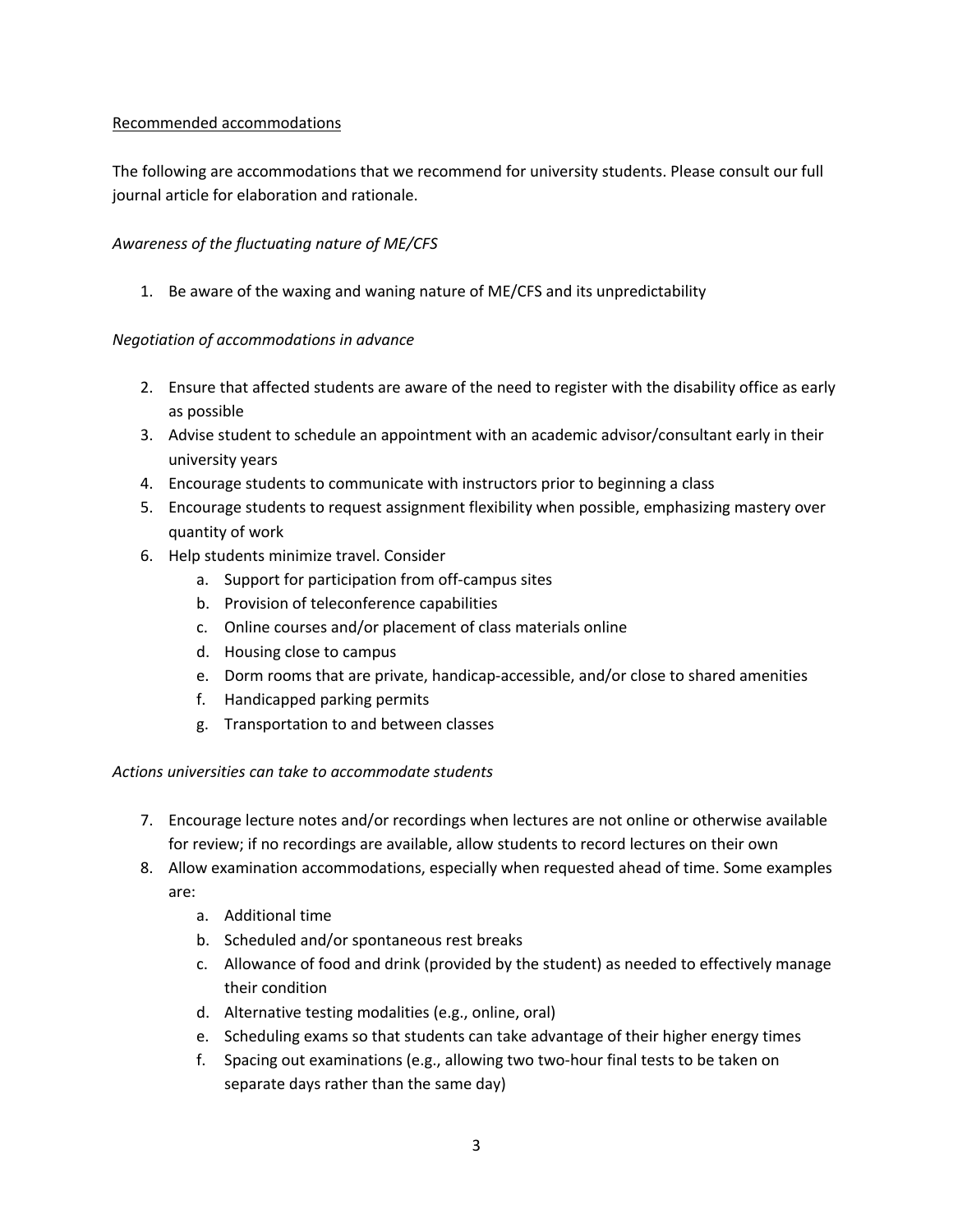<u>Recommended accommodations</u>

The following are accommodations that we recommend for university students. Please consult our full journal article for elaboration and rationale.

*Awareness of the fluctuating nature of ME/CFS*

1. Be aware of the waxing and waning nature of ME/CFS and its unpredictability

*Negotiation of accommodations in advance*

2. Ensure that affected students are aware of the need to register with the disability office as early as possible
3. Advise student to schedule an appointment with an academic advisor/consultant early in their university years
4. Encourage students to communicate with instructors prior to beginning a class
5. Encourage students to request assignment flexibility when possible, emphasizing mastery over quantity of work
6. Help students minimize travel. Consider
    a. Support for participation from off-campus sites
    b. Provision of teleconference capabilities
    c. Online courses and/or placement of class materials online
    d. Housing close to campus
    e. Dorm rooms that are private, handicap-accessible, and/or close to shared amenities
    f. Handicapped parking permits
    g. Transportation to and between classes

*Actions universities can take to accommodate students*

7. Encourage lecture notes and/or recordings when lectures are not online or otherwise available for review; if no recordings are available, allow students to record lectures on their own
8. Allow examination accommodations, especially when requested ahead of time. Some examples are:
    a. Additional time
    b. Scheduled and/or spontaneous rest breaks
    c. Allowance of food and drink (provided by the student) as needed to effectively manage their condition
    d. Alternative testing modalities (e.g., online, oral)
    e. Scheduling exams so that students can take advantage of their higher energy times
    f. Spacing out examinations (e.g., allowing two two-hour final tests to be taken on separate days rather than the same day)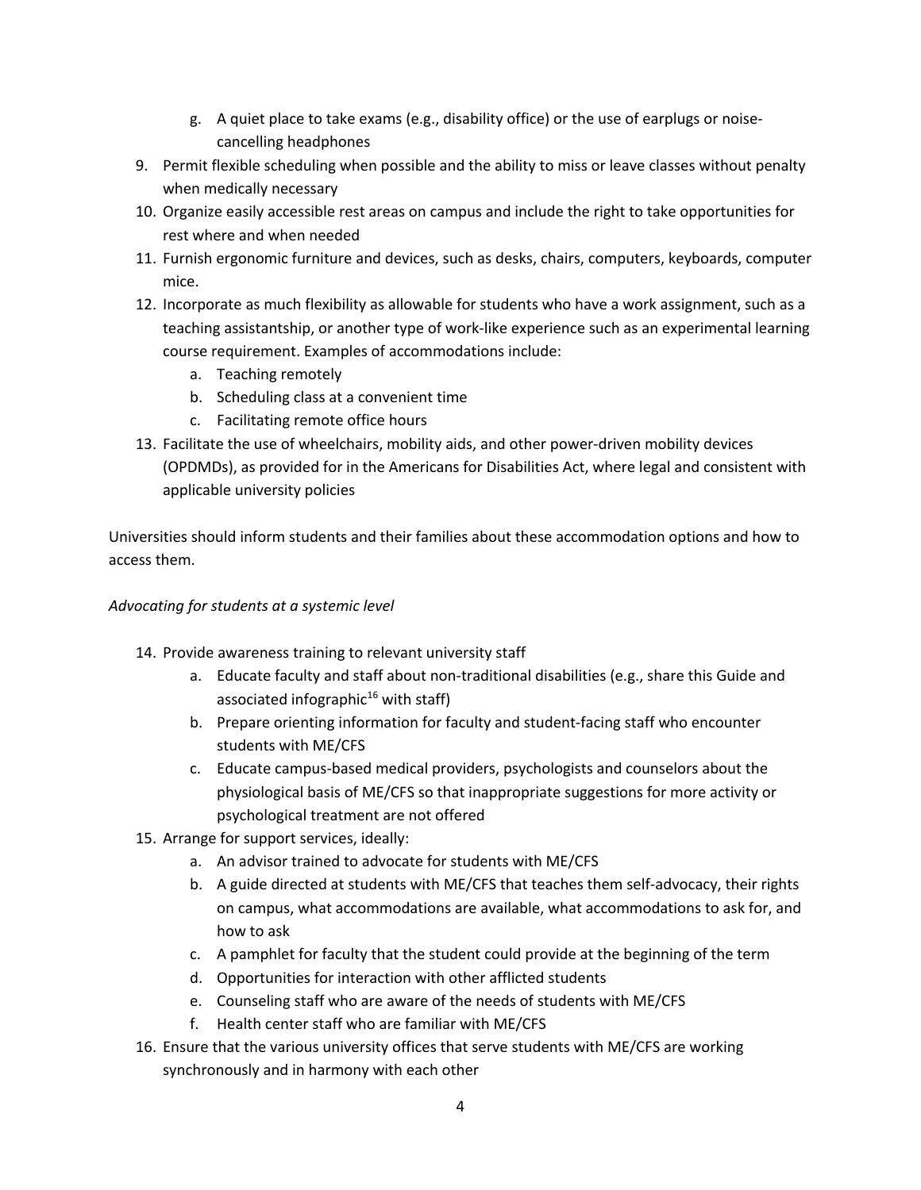g. A quiet place to take exams (e.g., disability office) or the use of earplugs or noise-cancelling headphones

9. Permit flexible scheduling when possible and the ability to miss or leave classes without penalty when medically necessary
10. Organize easily accessible rest areas on campus and include the right to take opportunities for rest where and when needed
11. Furnish ergonomic furniture and devices, such as desks, chairs, computers, keyboards, computer mice.
12. Incorporate as much flexibility as allowable for students who have a work assignment, such as a teaching assistantship, or another type of work-like experience such as an experimental learning course requirement. Examples of accommodations include:
    a. Teaching remotely
    b. Scheduling class at a convenient time
    c. Facilitating remote office hours
13. Facilitate the use of wheelchairs, mobility aids, and other power-driven mobility devices (OPDMDs), as provided for in the Americans for Disabilities Act, where legal and consistent with applicable university policies

Universities should inform students and their families about these accommodation options and how to access them.

*Advocating for students at a systemic level*

14. Provide awareness training to relevant university staff
    a. Educate faculty and staff about non-traditional disabilities (e.g., share this Guide and associated infographic[16] with staff)
    b. Prepare orienting information for faculty and student-facing staff who encounter students with ME/CFS
    c. Educate campus-based medical providers, psychologists and counselors about the physiological basis of ME/CFS so that inappropriate suggestions for more activity or psychological treatment are not offered
15. Arrange for support services, ideally:
    a. An advisor trained to advocate for students with ME/CFS
    b. A guide directed at students with ME/CFS that teaches them self-advocacy, their rights on campus, what accommodations are available, what accommodations to ask for, and how to ask
    c. A pamphlet for faculty that the student could provide at the beginning of the term
    d. Opportunities for interaction with other afflicted students
    e. Counseling staff who are aware of the needs of students with ME/CFS
    f. Health center staff who are familiar with ME/CFS
16. Ensure that the various university offices that serve students with ME/CFS are working synchronously and in harmony with each other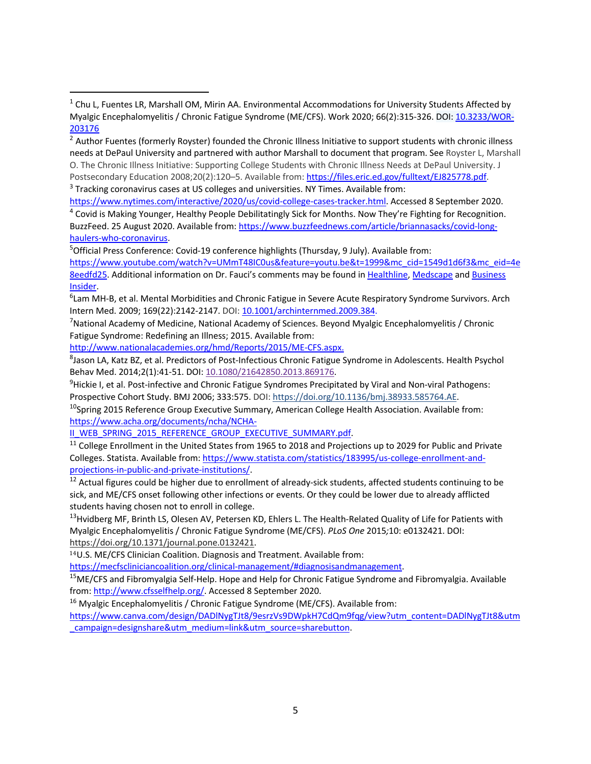[1] Chu L, Fuentes LR, Marshall OM, Mirin AA. Environmental Accommodations for University Students Affected by Myalgic Encephalomyelitis / Chronic Fatigue Syndrome (ME/CFS). Work 2020; 66(2):315-326. DOI: 10.3233/WOR-203176

[2] Author Fuentes (formerly Royster) founded the Chronic Illness Initiative to support students with chronic illness needs at DePaul University and partnered with author Marshall to document that program. See Royster L, Marshall O. The Chronic Illness Initiative: Supporting College Students with Chronic Illness Needs at DePaul University. J Postsecondary Education 2008;20(2):120–5. Available from: https://files.eric.ed.gov/fulltext/EJ825778.pdf.

[3] Tracking coronavirus cases at US colleges and universities. NY Times. Available from: https://www.nytimes.com/interactive/2020/us/covid-college-cases-tracker.html. Accessed 8 September 2020.

[4] Covid is Making Younger, Healthy People Debilitatingly Sick for Months. Now They're Fighting for Recognition. BuzzFeed. 25 August 2020. Available from: https://www.buzzfeednews.com/article/briannasacks/covid-long-haulers-who-coronavirus.

[5] Official Press Conference: Covid-19 conference highlights (Thursday, 9 July). Available from: https://www.youtube.com/watch?v=UMmT48IC0us&feature=youtu.be&t=1999&mc_cid=1549d1d6f3&mc_eid=4e8eedfd25. Additional information on Dr. Fauci's comments may be found in Healthline, Medscape and Business Insider.

[6] Lam MH-B, et al. Mental Morbidities and Chronic Fatigue in Severe Acute Respiratory Syndrome Survivors. Arch Intern Med. 2009; 169(22):2142-2147. DOI: 10.1001/archinternmed.2009.384.

[7] National Academy of Medicine, National Academy of Sciences. Beyond Myalgic Encephalomyelitis / Chronic Fatigue Syndrome: Redefining an Illness; 2015. Available from: http://www.nationalacademies.org/hmd/Reports/2015/ME-CFS.aspx.

[8] Jason LA, Katz BZ, et al. Predictors of Post-Infectious Chronic Fatigue Syndrome in Adolescents. Health Psychol Behav Med. 2014;2(1):41-51. DOI: 10.1080/21642850.2013.869176.

[9] Hickie I, et al. Post-infective and Chronic Fatigue Syndromes Precipitated by Viral and Non-viral Pathogens: Prospective Cohort Study. BMJ 2006; 333:575. DOI: https://doi.org/10.1136/bmj.38933.585764.AE.

[10] Spring 2015 Reference Group Executive Summary, American College Health Association. Available from: https://www.acha.org/documents/ncha/NCHA-II_WEB_SPRING_2015_REFERENCE_GROUP_EXECUTIVE_SUMMARY.pdf.

[11] College Enrollment in the United States from 1965 to 2018 and Projections up to 2029 for Public and Private Colleges. Statista. Available from: https://www.statista.com/statistics/183995/us-college-enrollment-and-projections-in-public-and-private-institutions/.

[12] Actual figures could be higher due to enrollment of already-sick students, affected students continuing to be sick, and ME/CFS onset following other infections or events. Or they could be lower due to already afflicted students having chosen not to enroll in college.

[13] Hvidberg MF, Brinth LS, Olesen AV, Petersen KD, Ehlers L. The Health-Related Quality of Life for Patients with Myalgic Encephalomyelitis / Chronic Fatigue Syndrome (ME/CFS). *PLoS One* 2015;10: e0132421. DOI: https://doi.org/10.1371/journal.pone.0132421.

[14] U.S. ME/CFS Clinician Coalition. Diagnosis and Treatment. Available from: https://mecfscliniciancoalition.org/clinical-management/#diagnosisandmanagement.

[15] ME/CFS and Fibromyalgia Self-Help. Hope and Help for Chronic Fatigue Syndrome and Fibromyalgia. Available from: http://www.cfsselfhelp.org/. Accessed 8 September 2020.

[16] Myalgic Encephalomyelitis / Chronic Fatigue Syndrome (ME/CFS). Available from: https://www.canva.com/design/DADlNygTJt8/9esrzVs9DWpkH7CdQm9fqg/view?utm_content=DADlNygTJt8&utm_campaign=designshare&utm_medium=link&utm_source=sharebutton.